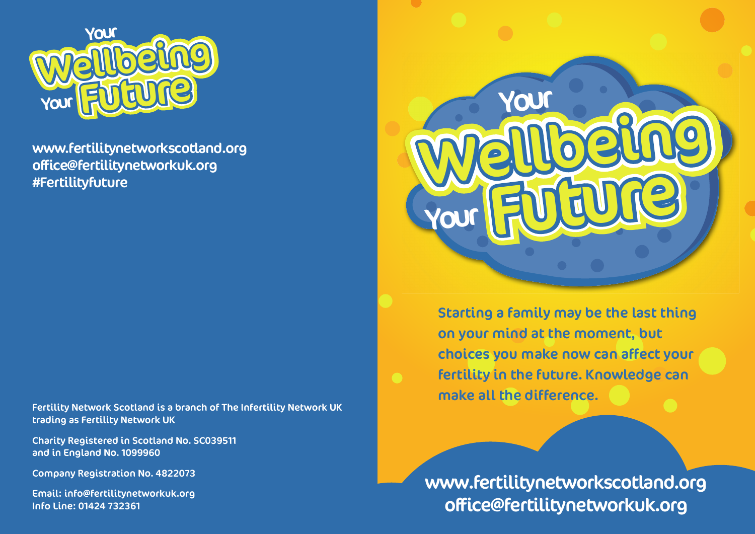# Your Wellbeing Your Future

www.fertilitynetworkscotland.org
office@fertilitynetworkuk.org
#Fertilityfuture

Fertility Network Scotland is a branch of The Infertility Network UK trading as Fertility Network UK

Charity Registered in Scotland No. SC039511 and in England No. 1099960

Company Registration No. 4822073

Email: info@fertilitynetworkuk.org
Info Line: 01424 732361

# Your Wellbeing Your Future

Starting a family may be the last thing on your mind at the moment, but choices you make now can affect your fertility in the future. Knowledge can make all the difference.

www.fertilitynetworkscotland.org
office@fertilitynetworkuk.org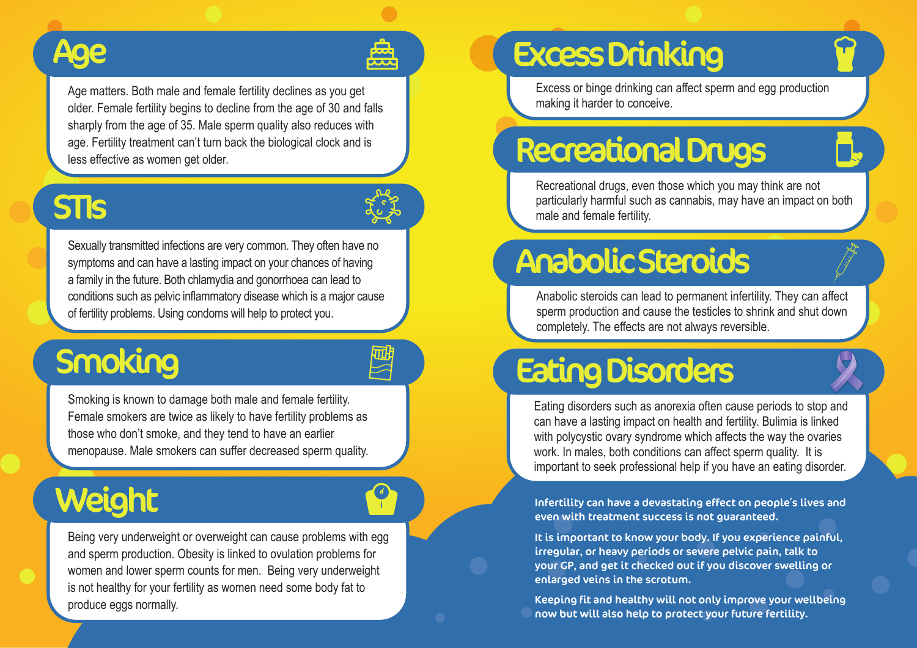## Age

Age matters. Both male and female fertility declines as you get older. Female fertility begins to decline from the age of 30 and falls sharply from the age of 35. Male sperm quality also reduces with age. Fertility treatment can't turn back the biological clock and is less effective as women get older.

## STIs

Sexually transmitted infections are very common. They often have no symptoms and can have a lasting impact on your chances of having a family in the future. Both chlamydia and gonorrhoea can lead to conditions such as pelvic inflammatory disease which is a major cause of fertility problems. Using condoms will help to protect you.

## Smoking

Smoking is known to damage both male and female fertility. Female smokers are twice as likely to have fertility problems as those who don't smoke, and they tend to have an earlier menopause. Male smokers can suffer decreased sperm quality.

## Weight

Being very underweight or overweight can cause problems with egg and sperm production. Obesity is linked to ovulation problems for women and lower sperm counts for men. Being very underweight is not healthy for your fertility as women need some body fat to produce eggs normally.

## Excess Drinking

Excess or binge drinking can affect sperm and egg production making it harder to conceive.

## Recreational Drugs

Recreational drugs, even those which you may think are not particularly harmful such as cannabis, may have an impact on both male and female fertility.

## Anabolic Steroids

Anabolic steroids can lead to permanent infertility. They can affect sperm production and cause the testicles to shrink and shut down completely. The effects are not always reversible.

## Eating Disorders

Eating disorders such as anorexia often cause periods to stop and can have a lasting impact on health and fertility. Bulimia is linked with polycystic ovary syndrome which affects the way the ovaries work. In males, both conditions can affect sperm quality. It is important to seek professional help if you have an eating disorder.

**Infertility can have a devastating effect on people's lives and even with treatment success is not guaranteed.**

**It is important to know your body. If you experience painful, irregular, or heavy periods or severe pelvic pain, talk to your GP, and get it checked out if you discover swelling or enlarged veins in the scrotum.**

**Keeping fit and healthy will not only improve your wellbeing now but will also help to protect your future fertility.**